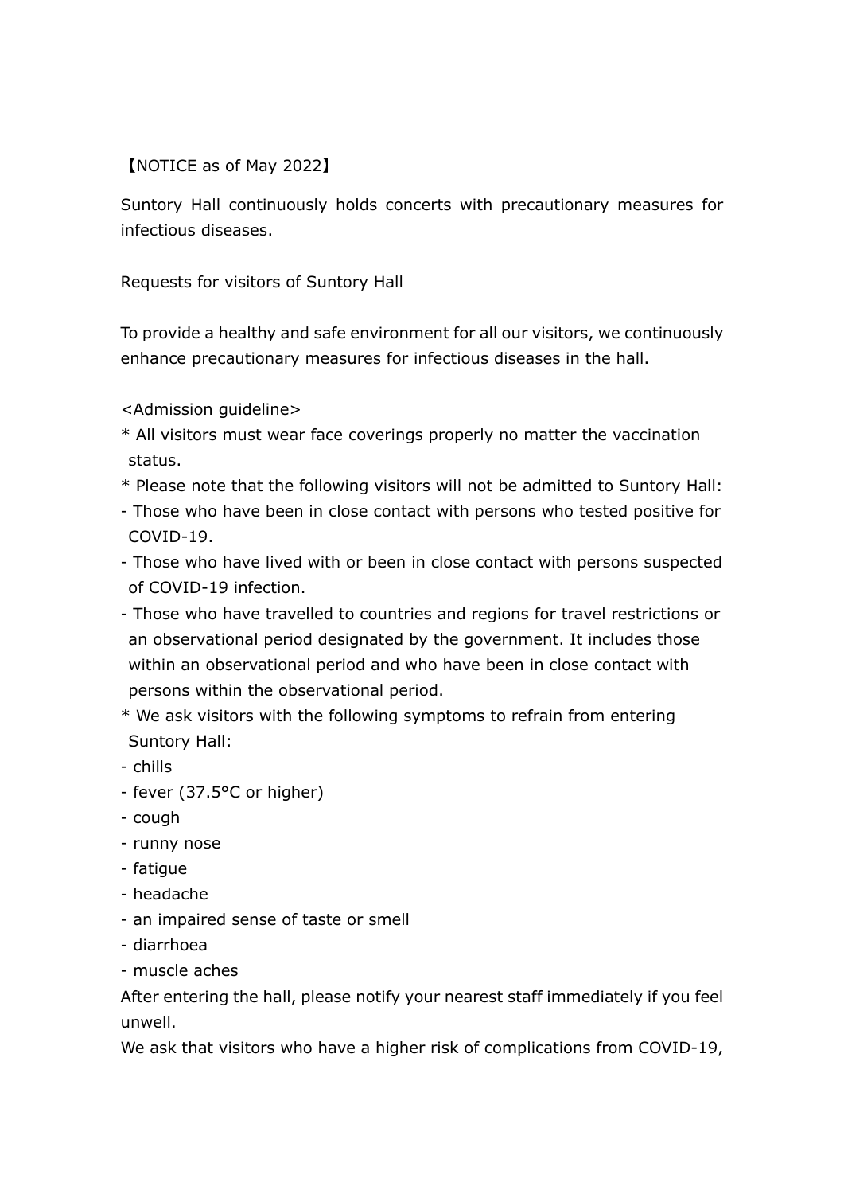【NOTICE as of May 2022】

Suntory Hall continuously holds concerts with precautionary measures for infectious diseases.

Requests for visitors of Suntory Hall

To provide a healthy and safe environment for all our visitors, we continuously enhance precautionary measures for infectious diseases in the hall.

<Admission guideline>

* All visitors must wear face coverings properly no matter the vaccination status.
* Please note that the following visitors will not be admitted to Suntory Hall:
- Those who have been in close contact with persons who tested positive for COVID-19.
- Those who have lived with or been in close contact with persons suspected of COVID-19 infection.
- Those who have travelled to countries and regions for travel restrictions or an observational period designated by the government. It includes those within an observational period and who have been in close contact with persons within the observational period.
* We ask visitors with the following symptoms to refrain from entering Suntory Hall:
- chills
- fever (37.5°C or higher)
- cough
- runny nose
- fatigue
- headache
- an impaired sense of taste or smell
- diarrhoea
- muscle aches

After entering the hall, please notify your nearest staff immediately if you feel unwell.

We ask that visitors who have a higher risk of complications from COVID-19,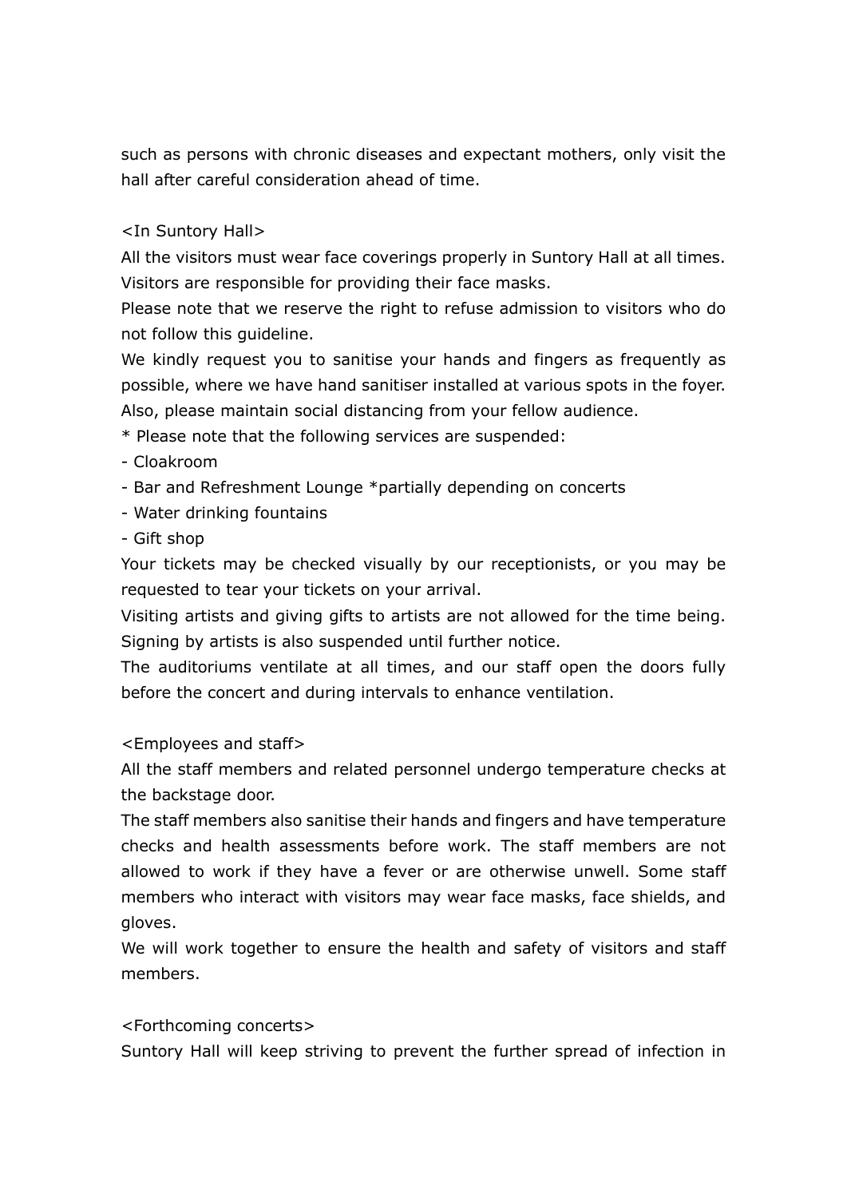such as persons with chronic diseases and expectant mothers, only visit the hall after careful consideration ahead of time.

<In Suntory Hall>

All the visitors must wear face coverings properly in Suntory Hall at all times. Visitors are responsible for providing their face masks.

Please note that we reserve the right to refuse admission to visitors who do not follow this guideline.

We kindly request you to sanitise your hands and fingers as frequently as possible, where we have hand sanitiser installed at various spots in the foyer. Also, please maintain social distancing from your fellow audience.

* Please note that the following services are suspended:

- Cloakroom
- Bar and Refreshment Lounge *partially depending on concerts
- Water drinking fountains
- Gift shop

Your tickets may be checked visually by our receptionists, or you may be requested to tear your tickets on your arrival.

Visiting artists and giving gifts to artists are not allowed for the time being. Signing by artists is also suspended until further notice.

The auditoriums ventilate at all times, and our staff open the doors fully before the concert and during intervals to enhance ventilation.

<Employees and staff>

All the staff members and related personnel undergo temperature checks at the backstage door.

The staff members also sanitise their hands and fingers and have temperature checks and health assessments before work. The staff members are not allowed to work if they have a fever or are otherwise unwell. Some staff members who interact with visitors may wear face masks, face shields, and gloves.

We will work together to ensure the health and safety of visitors and staff members.

<Forthcoming concerts>

Suntory Hall will keep striving to prevent the further spread of infection in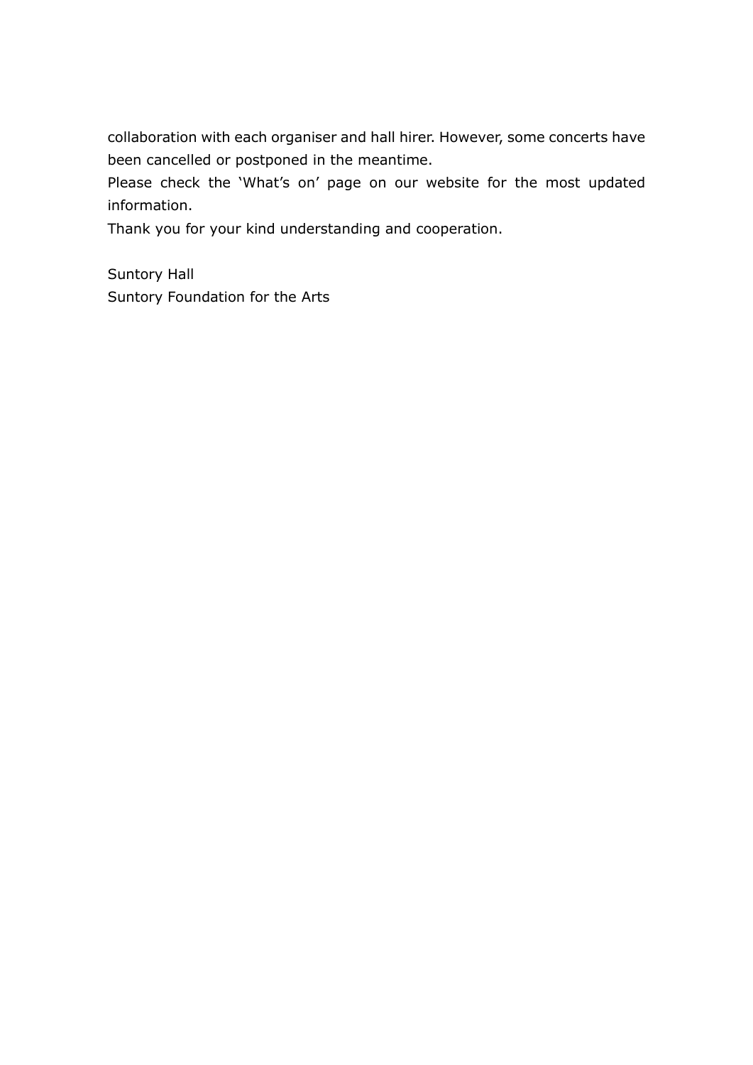collaboration with each organiser and hall hirer. However, some concerts have been cancelled or postponed in the meantime.

Please check the 'What's on' page on our website for the most updated information.

Thank you for your kind understanding and cooperation.

Suntory Hall
Suntory Foundation for the Arts